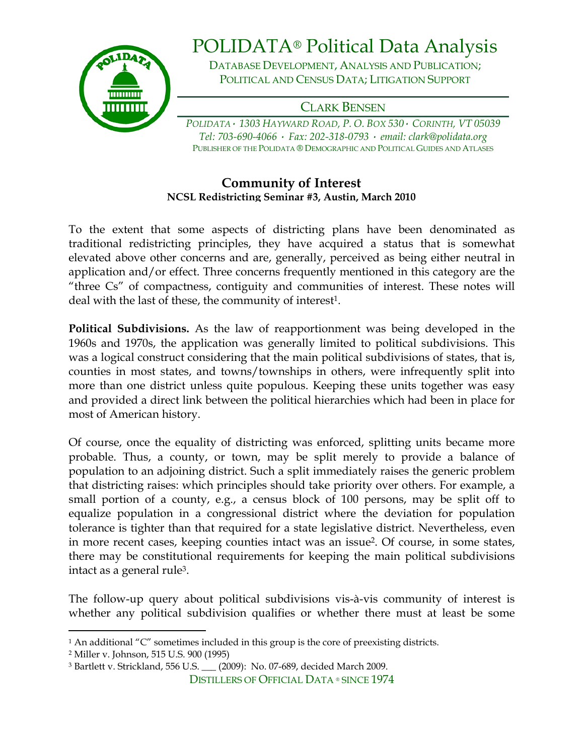# POLIDATA® Political Data Analysis

DATABASE DEVELOPMENT, ANALYSIS AND PUBLICATION; POLITICAL AND CENSUS DATA; LITIGATION SUPPORT

CLARK BENSEN

*POLIDATA · 1303 HAYWARD ROAD, P. O. BOX 530 · CORINTH, VT 05039*
*Tel: 703-690-4066 · Fax: 202-318-0793 · email: clark@polidata.org*
PUBLISHER OF THE POLIDATA ® DEMOGRAPHIC AND POLITICAL GUIDES AND ATLASES

## Community of Interest

**NCSL Redistricting Seminar #3, Austin, March 2010**

To the extent that some aspects of districting plans have been denominated as traditional redistricting principles, they have acquired a status that is somewhat elevated above other concerns and are, generally, perceived as being either neutral in application and/or effect. Three concerns frequently mentioned in this category are the "three Cs" of compactness, contiguity and communities of interest. These notes will deal with the last of these, the community of interest[1].

**Political Subdivisions.** As the law of reapportionment was being developed in the 1960s and 1970s, the application was generally limited to political subdivisions. This was a logical construct considering that the main political subdivisions of states, that is, counties in most states, and towns/townships in others, were infrequently split into more than one district unless quite populous. Keeping these units together was easy and provided a direct link between the political hierarchies which had been in place for most of American history.

Of course, once the equality of districting was enforced, splitting units became more probable. Thus, a county, or town, may be split merely to provide a balance of population to an adjoining district. Such a split immediately raises the generic problem that districting raises: which principles should take priority over others. For example, a small portion of a county, e.g., a census block of 100 persons, may be split off to equalize population in a congressional district where the deviation for population tolerance is tighter than that required for a state legislative district. Nevertheless, even in more recent cases, keeping counties intact was an issue[2]. Of course, in some states, there may be constitutional requirements for keeping the main political subdivisions intact as a general rule[3].

The follow-up query about political subdivisions vis-à-vis community of interest is whether any political subdivision qualifies or whether there must at least be some

---

[1] An additional "C" sometimes included in this group is the core of preexisting districts.

[2] Miller v. Johnson, 515 U.S. 900 (1995)

[3] Bartlett v. Strickland, 556 U.S. ___ (2009): No. 07-689, decided March 2009.

DISTILLERS OF OFFICIAL DATA ® SINCE 1974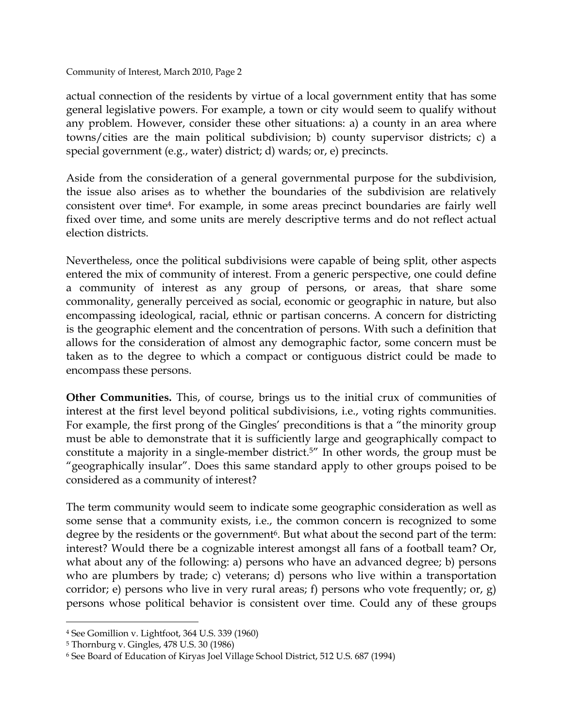actual connection of the residents by virtue of a local government entity that has some general legislative powers. For example, a town or city would seem to qualify without any problem. However, consider these other situations: a) a county in an area where towns/cities are the main political subdivision; b) county supervisor districts; c) a special government (e.g., water) district; d) wards; or, e) precincts.

Aside from the consideration of a general governmental purpose for the subdivision, the issue also arises as to whether the boundaries of the subdivision are relatively consistent over time[4]. For example, in some areas precinct boundaries are fairly well fixed over time, and some units are merely descriptive terms and do not reflect actual election districts.

Nevertheless, once the political subdivisions were capable of being split, other aspects entered the mix of community of interest. From a generic perspective, one could define a community of interest as any group of persons, or areas, that share some commonality, generally perceived as social, economic or geographic in nature, but also encompassing ideological, racial, ethnic or partisan concerns. A concern for districting is the geographic element and the concentration of persons. With such a definition that allows for the consideration of almost any demographic factor, some concern must be taken as to the degree to which a compact or contiguous district could be made to encompass these persons.

**Other Communities.** This, of course, brings us to the initial crux of communities of interest at the first level beyond political subdivisions, i.e., voting rights communities. For example, the first prong of the Gingles' preconditions is that a "the minority group must be able to demonstrate that it is sufficiently large and geographically compact to constitute a majority in a single-member district.[5]" In other words, the group must be "geographically insular". Does this same standard apply to other groups poised to be considered as a community of interest?

The term community would seem to indicate some geographic consideration as well as some sense that a community exists, i.e., the common concern is recognized to some degree by the residents or the government[6]. But what about the second part of the term: interest? Would there be a cognizable interest amongst all fans of a football team? Or, what about any of the following: a) persons who have an advanced degree; b) persons who are plumbers by trade; c) veterans; d) persons who live within a transportation corridor; e) persons who live in very rural areas; f) persons who vote frequently; or, g) persons whose political behavior is consistent over time. Could any of these groups

---

[4] See Gomillion v. Lightfoot, 364 U.S. 339 (1960)

[5] Thornburg v. Gingles, 478 U.S. 30 (1986)

[6] See Board of Education of Kiryas Joel Village School District, 512 U.S. 687 (1994)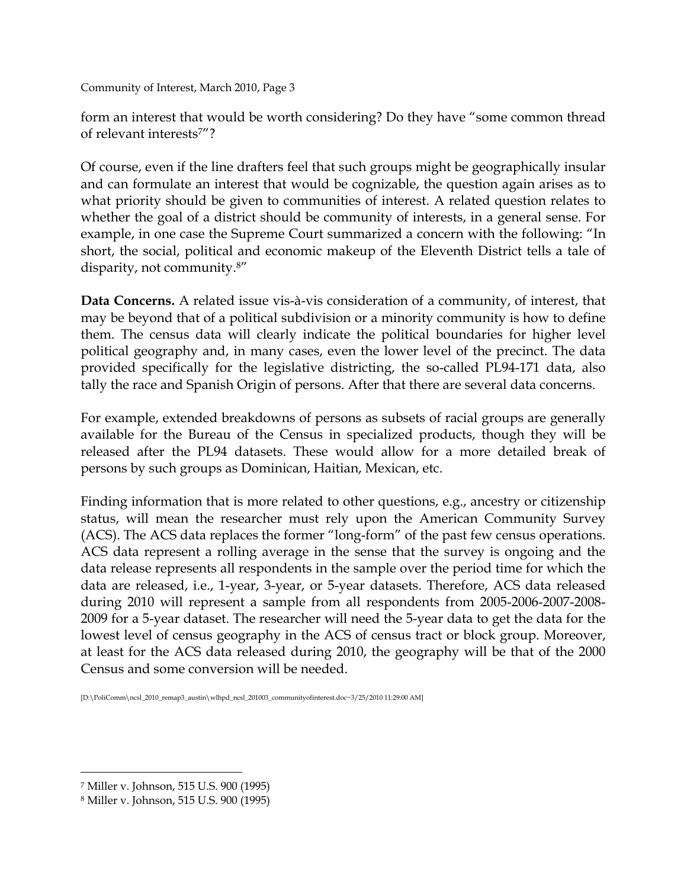form an interest that would be worth considering? Do they have "some common thread of relevant interests[7]"?

Of course, even if the line drafters feel that such groups might be geographically insular and can formulate an interest that would be cognizable, the question again arises as to what priority should be given to communities of interest. A related question relates to whether the goal of a district should be community of interests, in a general sense. For example, in one case the Supreme Court summarized a concern with the following: "In short, the social, political and economic makeup of the Eleventh District tells a tale of disparity, not community.[8]"

**Data Concerns.** A related issue vis-à-vis consideration of a community, of interest, that may be beyond that of a political subdivision or a minority community is how to define them. The census data will clearly indicate the political boundaries for higher level political geography and, in many cases, even the lower level of the precinct. The data provided specifically for the legislative districting, the so-called PL94-171 data, also tally the race and Spanish Origin of persons. After that there are several data concerns.

For example, extended breakdowns of persons as subsets of racial groups are generally available for the Bureau of the Census in specialized products, though they will be released after the PL94 datasets. These would allow for a more detailed break of persons by such groups as Dominican, Haitian, Mexican, etc.

Finding information that is more related to other questions, e.g., ancestry or citizenship status, will mean the researcher must rely upon the American Community Survey (ACS). The ACS data replaces the former "long-form" of the past few census operations. ACS data represent a rolling average in the sense that the survey is ongoing and the data release represents all respondents in the sample over the period time for which the data are released, i.e., 1-year, 3-year, or 5-year datasets. Therefore, ACS data released during 2010 will represent a sample from all respondents from 2005-2006-2007-2008-2009 for a 5-year dataset. The researcher will need the 5-year data to get the data for the lowest level of census geography in the ACS of census tract or block group. Moreover, at least for the ACS data released during 2010, the geography will be that of the 2000 Census and some conversion will be needed.

[D:\PoliComm\ncsl_2010_remap3_austin\wlhpd_ncsl_201003_communityofinterest.doc~3/25/2010 11:29:00 AM]

[7] Miller v. Johnson, 515 U.S. 900 (1995)

[8] Miller v. Johnson, 515 U.S. 900 (1995)